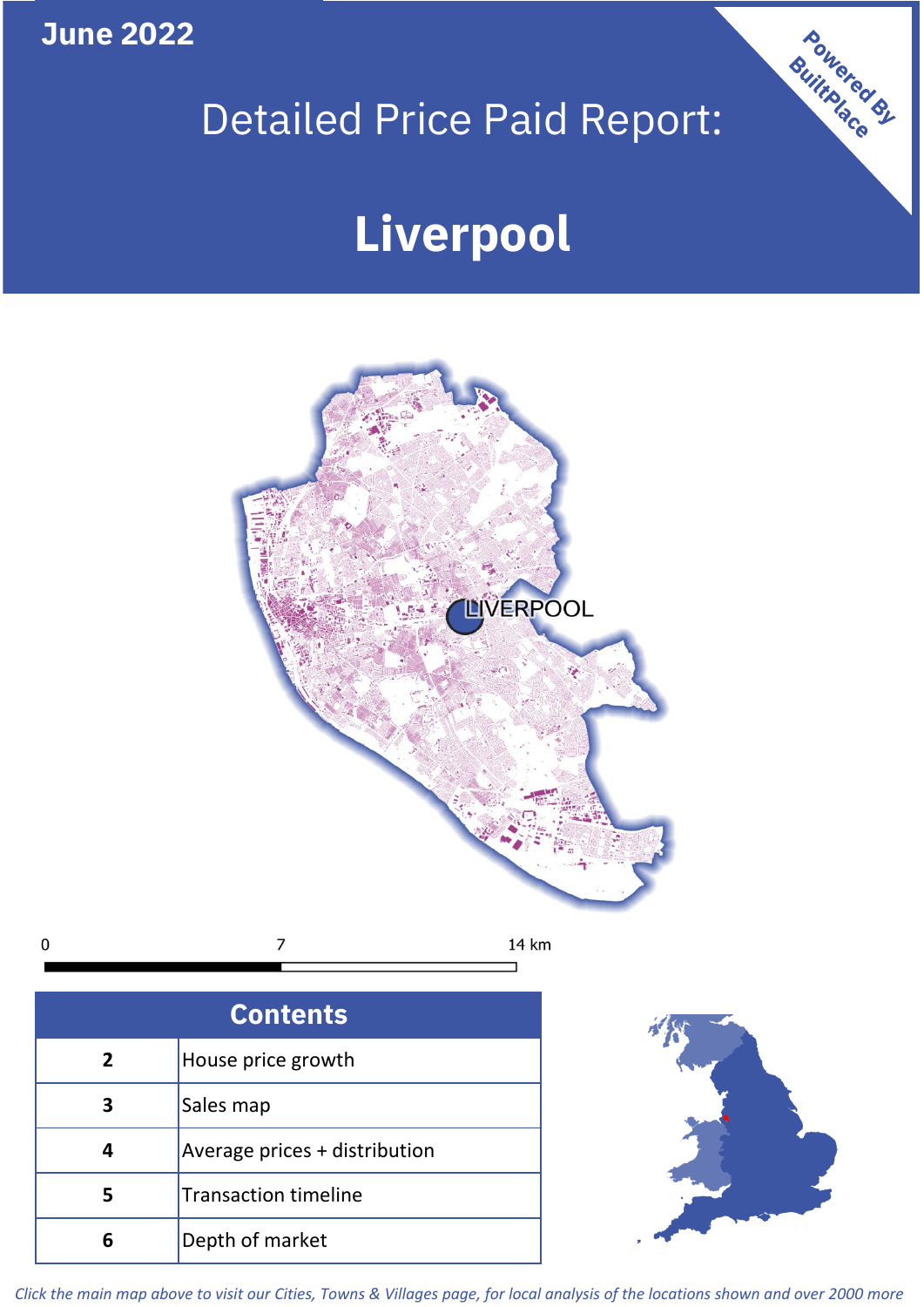June 2022

# Detailed Price Paid Report:

# Liverpool

Powered By BuiltPlace

LIVERPOOL

0 7 14 km

| Contents | |
|---|---|
| 2 | House price growth |
| 3 | Sales map |
| 4 | Average prices + distribution |
| 5 | Transaction timeline |
| 6 | Depth of market |

*Click the main map above to visit our Cities, Towns & Villages page, for local analysis of the locations shown and over 2000 more*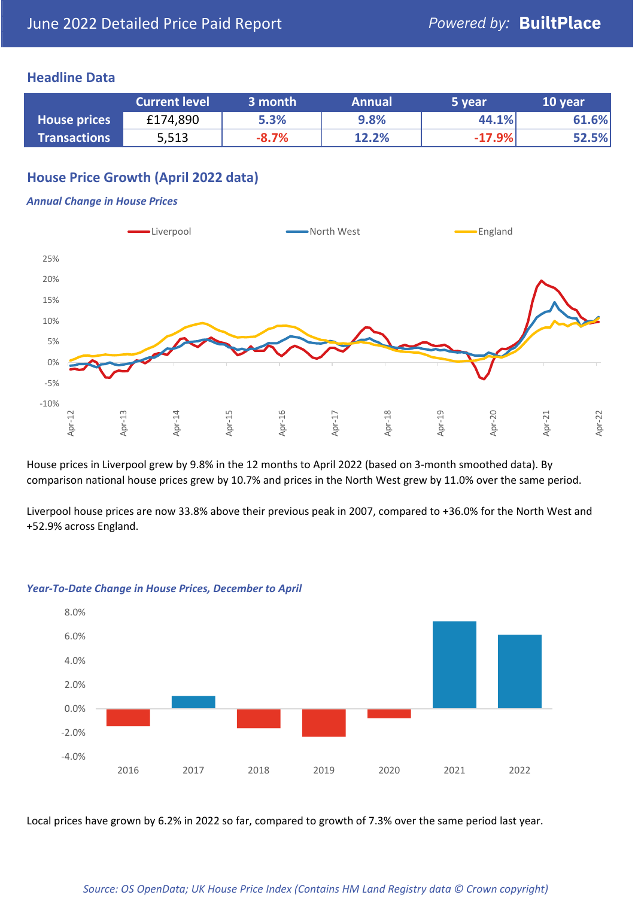# June 2022 Detailed Price Paid Report

Powered by: **BuiltPlace**

## Headline Data

| | Current level | 3 month | Annual | 5 year | 10 year |
|---|---|---|---|---|---|
| **House prices** | £174,890 | 5.3% | 9.8% | 44.1% | 61.6% |
| **Transactions** | 5,513 | -8.7% | 12.2% | -17.9% | 52.5% |

## House Price Growth (April 2022 data)

### *Annual Change in House Prices*

House prices in Liverpool grew by 9.8% in the 12 months to April 2022 (based on 3-month smoothed data). By comparison national house prices grew by 10.7% and prices in the North West grew by 11.0% over the same period.

Liverpool house prices are now 33.8% above their previous peak in 2007, compared to +36.0% for the North West and +52.9% across England.

### *Year-To-Date Change in House Prices, December to April*

Local prices have grown by 6.2% in 2022 so far, compared to growth of 7.3% over the same period last year.

*Source: OS OpenData; UK House Price Index (Contains HM Land Registry data © Crown copyright)*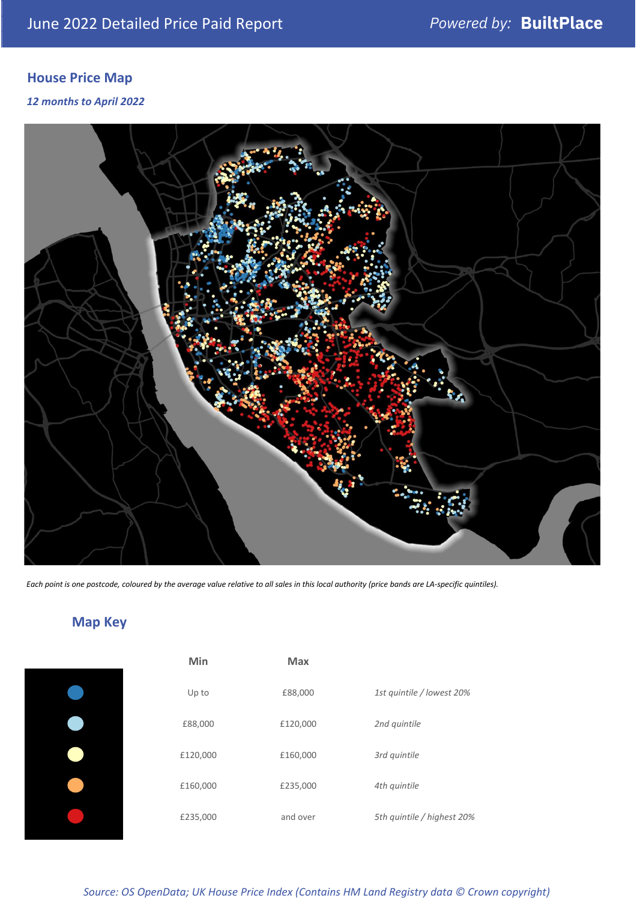## House Price Map

*12 months to April 2022*

*Each point is one postcode, coloured by the average value relative to all sales in this local authority (price bands are LA-specific quintiles).*

## Map Key

| | Min | Max | |
|---|---|---|---|
| Dark blue | Up to | £88,000 | *1st quintile / lowest 20%* |
| Light blue | £88,000 | £120,000 | *2nd quintile* |
| Pale yellow | £120,000 | £160,000 | *3rd quintile* |
| Orange | £160,000 | £235,000 | *4th quintile* |
| Red | £235,000 | and over | *5th quintile / highest 20%* |

*Source: OS OpenData; UK House Price Index (Contains HM Land Registry data © Crown copyright)*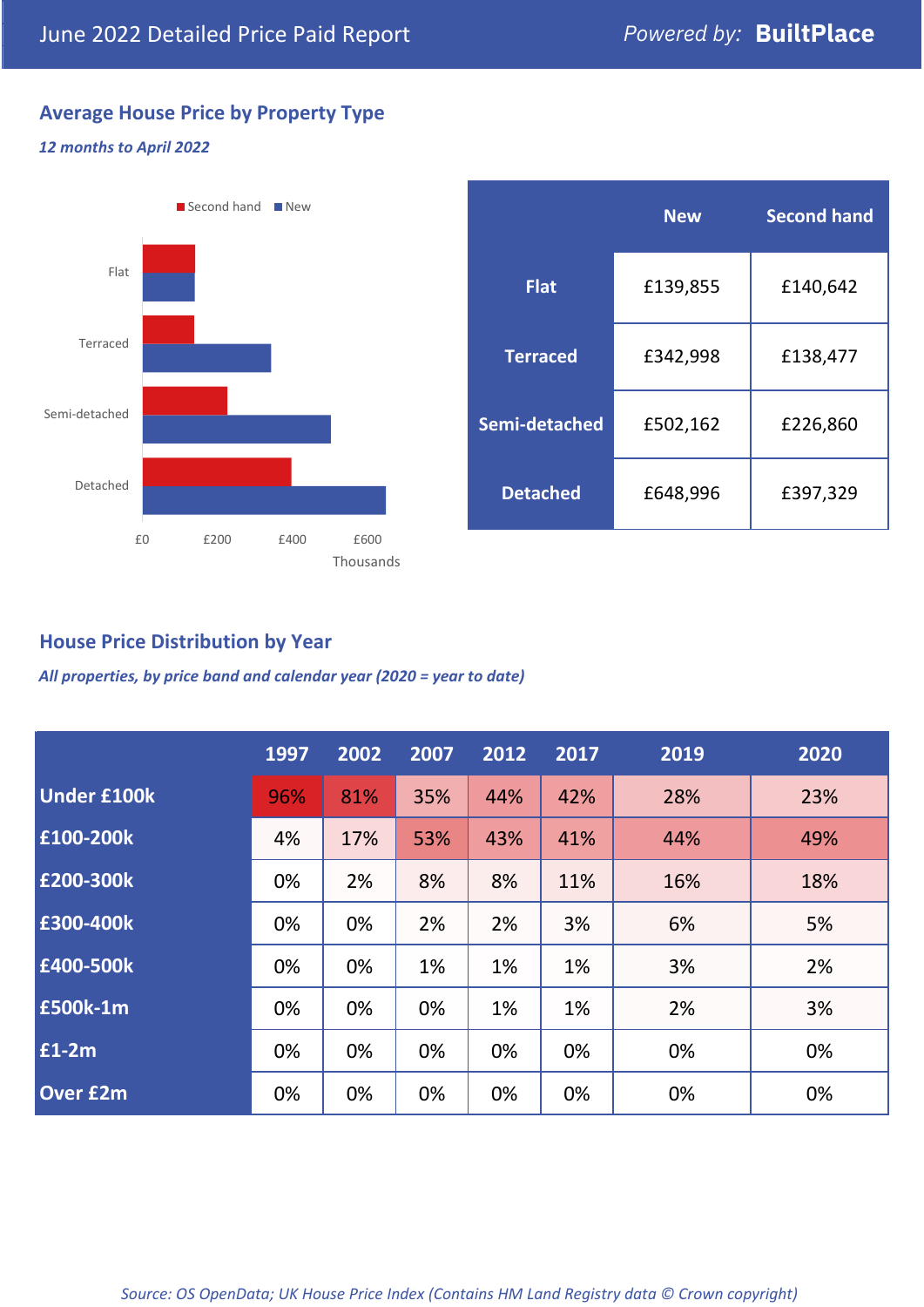June 2022 Detailed Price Paid Report — Powered by: **BuiltPlace**

## Average House Price by Property Type

*12 months to April 2022*

|  | New | Second hand |
|---|---|---|
| **Flat** | £139,855 | £140,642 |
| **Terraced** | £342,998 | £138,477 |
| **Semi-detached** | £502,162 | £226,860 |
| **Detached** | £648,996 | £397,329 |

## House Price Distribution by Year

*All properties, by price band and calendar year (2020 = year to date)*

|  | 1997 | 2002 | 2007 | 2012 | 2017 | 2019 | 2020 |
|---|---|---|---|---|---|---|---|
| **Under £100k** | 96% | 81% | 35% | 44% | 42% | 28% | 23% |
| **£100-200k** | 4% | 17% | 53% | 43% | 41% | 44% | 49% |
| **£200-300k** | 0% | 2% | 8% | 8% | 11% | 16% | 18% |
| **£300-400k** | 0% | 0% | 2% | 2% | 3% | 6% | 5% |
| **£400-500k** | 0% | 0% | 1% | 1% | 1% | 3% | 2% |
| **£500k-1m** | 0% | 0% | 0% | 1% | 1% | 2% | 3% |
| **£1-2m** | 0% | 0% | 0% | 0% | 0% | 0% | 0% |
| **Over £2m** | 0% | 0% | 0% | 0% | 0% | 0% | 0% |

*Source: OS OpenData; UK House Price Index (Contains HM Land Registry data © Crown copyright)*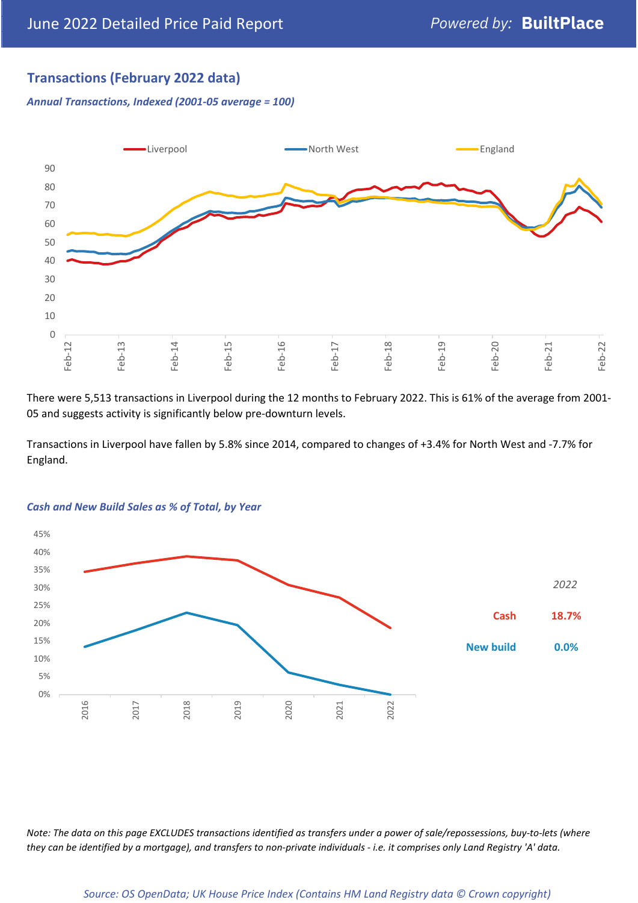## Transactions (February 2022 data)

*Annual Transactions, Indexed (2001-05 average = 100)*

There were 5,513 transactions in Liverpool during the 12 months to February 2022. This is 61% of the average from 2001-05 and suggests activity is significantly below pre-downturn levels.

Transactions in Liverpool have fallen by 5.8% since 2014, compared to changes of +3.4% for North West and -7.7% for England.

*Cash and New Build Sales as % of Total, by Year*

| 2022 | |
|---|---|
| Cash | 18.7% |
| New build | 0.0% |

*Note: The data on this page EXCLUDES transactions identified as transfers under a power of sale/repossessions, buy-to-lets (where they can be identified by a mortgage), and transfers to non-private individuals - i.e. it comprises only Land Registry 'A' data.*

*Source: OS OpenData; UK House Price Index (Contains HM Land Registry data © Crown copyright)*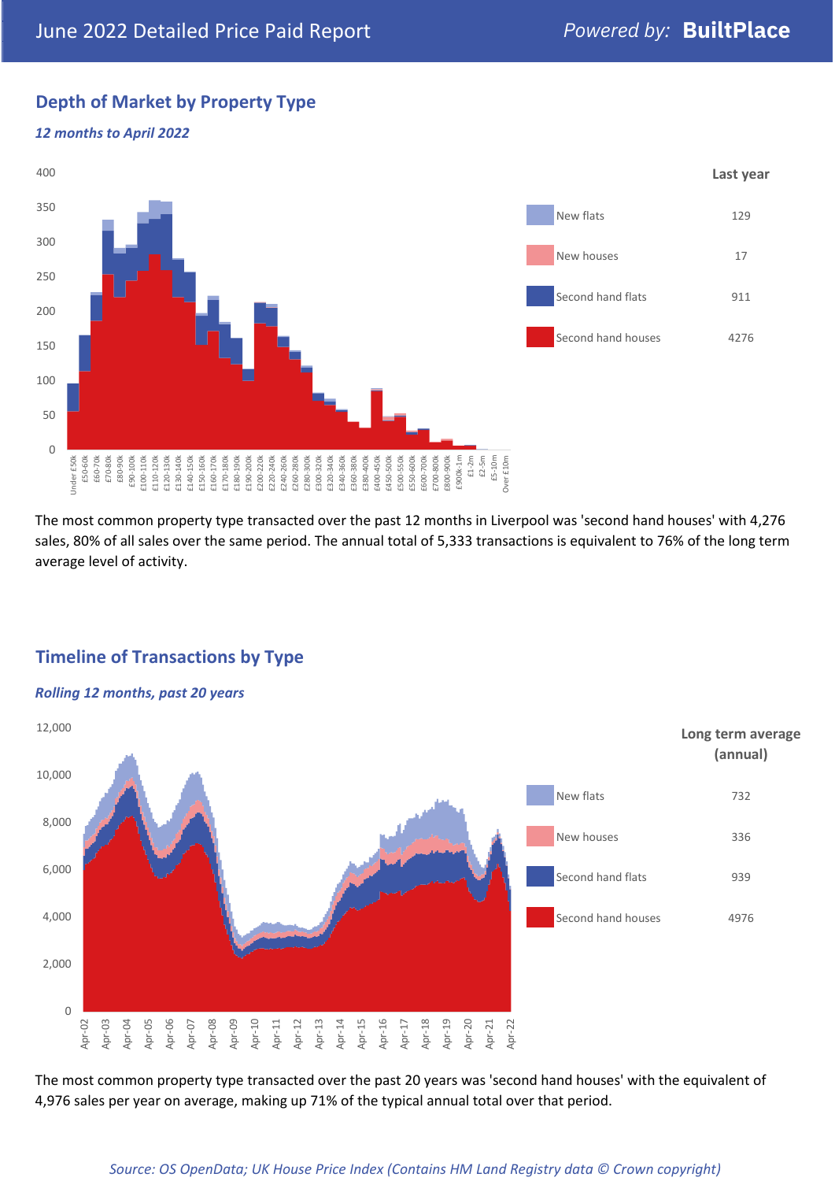June 2022 Detailed Price Paid Report

*Powered by:* **BuiltPlace**

## Depth of Market by Property Type

***12 months to April 2022***

400
350
300
250
200
150
100
50
0

Under £50k, £50-60k, £60-70k, £70-80k, £80-90k, £90-100k, £100-110k, £110-120k, £120-130k, £130-140k, £140-150k, £150-160k, £160-170k, £170-180k, £180-190k, £190-200k, £200-220k, £220-240k, £240-260k, £260-280k, £280-300k, £300-320k, £320-340k, £340-360k, £360-380k, £380-400k, £400-450k, £450-500k, £500-550k, £550-600k, £600-700k, £700-800k, £800-900k, £900k-1m, £1-2m, £2-5m, £5-10m, Over £10m

**Last year**

New flats 129
New houses 17
Second hand flats 911
Second hand houses 4276

The most common property type transacted over the past 12 months in Liverpool was 'second hand houses' with 4,276 sales, 80% of all sales over the same period. The annual total of 5,333 transactions is equivalent to 76% of the long term average level of activity.

## Timeline of Transactions by Type

***Rolling 12 months, past 20 years***

12,000
10,000
8,000
6,000
4,000
2,000
0

Apr-02, Apr-03, Apr-04, Apr-05, Apr-06, Apr-07, Apr-08, Apr-09, Apr-10, Apr-11, Apr-12, Apr-13, Apr-14, Apr-15, Apr-16, Apr-17, Apr-18, Apr-19, Apr-20, Apr-21, Apr-22

**Long term average (annual)**

New flats 732
New houses 336
Second hand flats 939
Second hand houses 4976

The most common property type transacted over the past 20 years was 'second hand houses' with the equivalent of 4,976 sales per year on average, making up 71% of the typical annual total over that period.

*Source: OS OpenData; UK House Price Index (Contains HM Land Registry data © Crown copyright)*